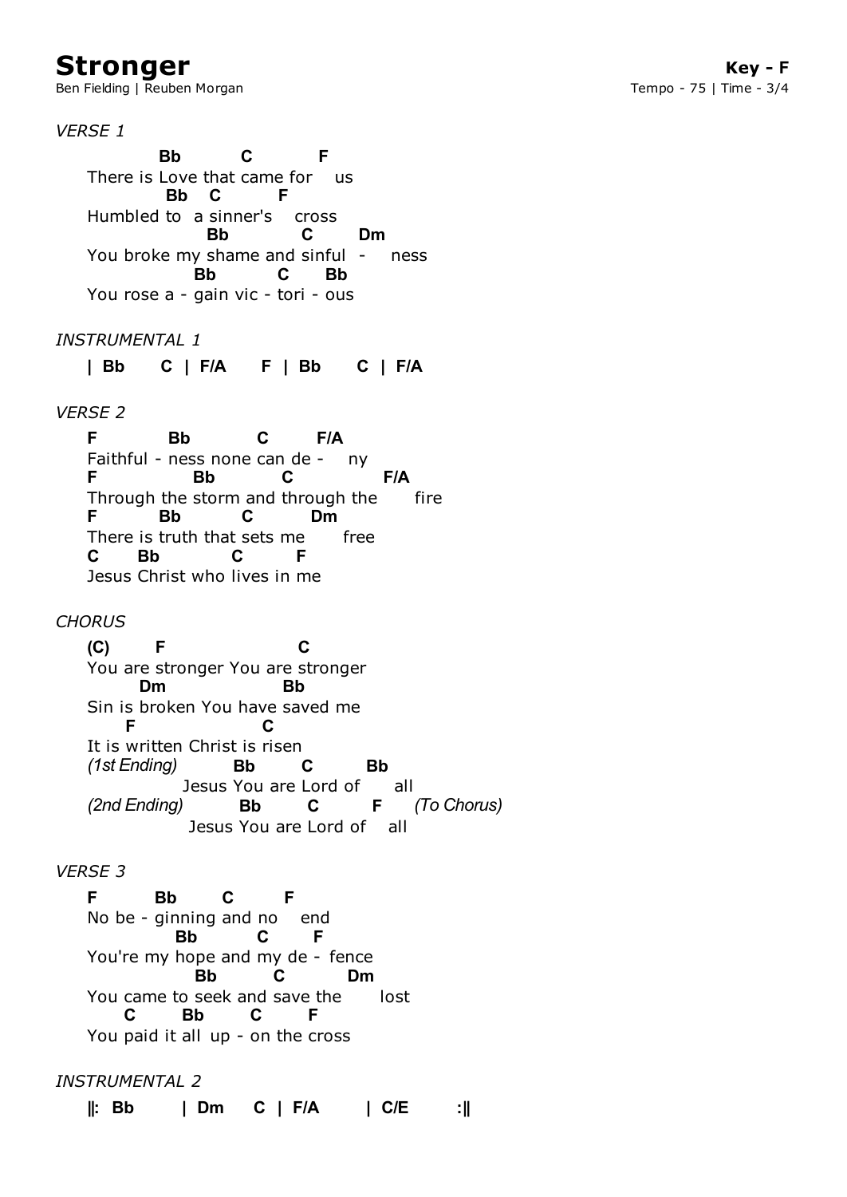# Stronger

Ben Fielding | Reuben Morgan

**Key - F**
Tempo - 75 | Time - 3/4

*VERSE 1*

```
         Bb         C          F
There is Love that came for    us
          Bb   C         F
Humbled to  a sinner's    cross
                Bb            C        Dm
You broke my shame and sinful  -     ness
               Bb          C      Bb
You rose a - gain vic - tori - ous
```

*INSTRUMENTAL 1*

```
| Bb      C  |  F/A      F  |  Bb      C  |  F/A
```

*VERSE 2*

```
F          Bb          C        F/A
Faithful - ness none can de -    ny
F             Bb           C               F/A
Through the storm and through the       fire
F        Bb          C          Dm
There is truth that sets me       free
C      Bb            C        F
Jesus Christ who lives in me
```

*CHORUS*

```
(C)      F                     C
You are stronger You are stronger
      Dm                   Bb
Sin is broken You have saved me
    F                      C
It is written Christ is risen
(1st Ending)         Bb        C          Bb
                Jesus You are Lord of      all
(2nd Ending)         Bb        C          F     (To Chorus)
                 Jesus You are Lord of    all
```

*VERSE 3*

```
F         Bb        C        F
No be - ginning and no    end
           Bb          C       F
You're my hope and my de - fence
               Bb          C          Dm
You came to seek and save the       lost
     C        Bb        C       F
You paid it all  up - on the cross
```

*INSTRUMENTAL 2*

```
||:  Bb       |  Dm     C  |  F/A       |  C/E       :||
```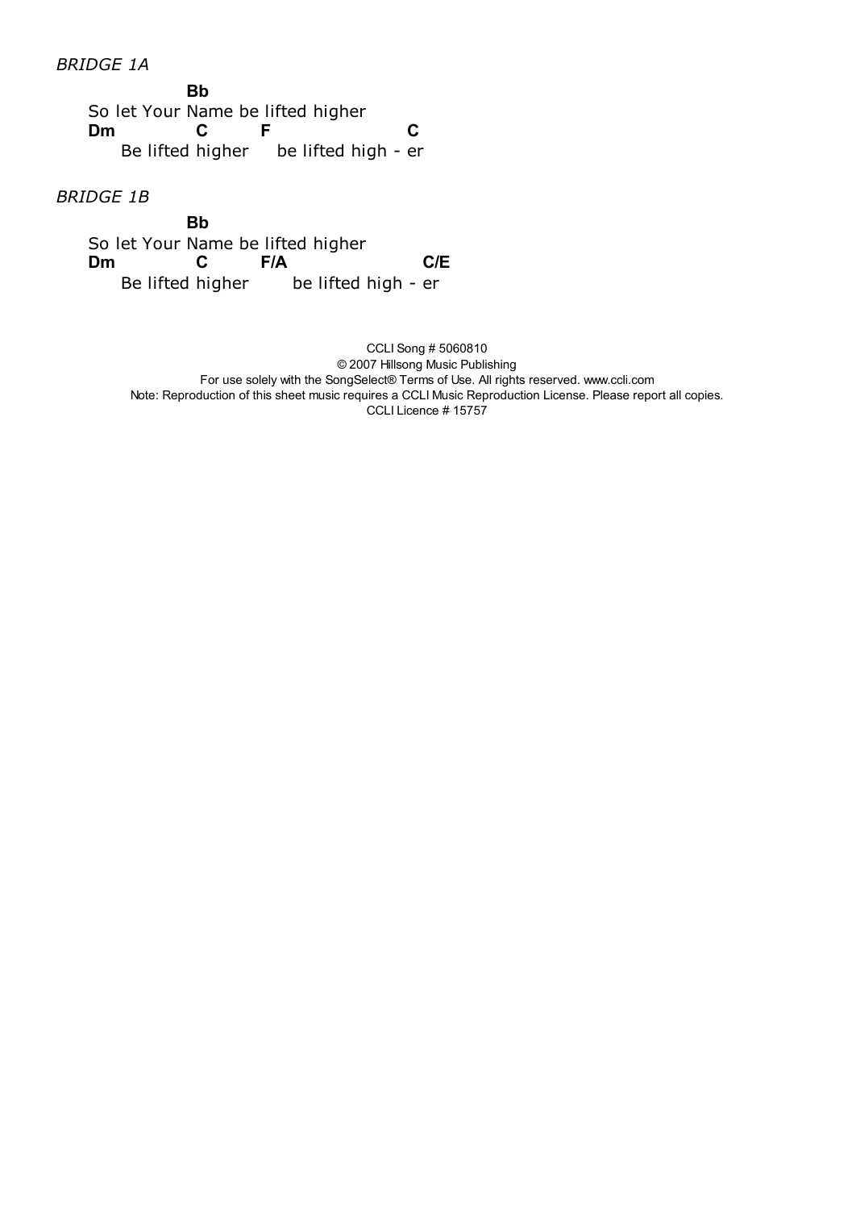*BRIDGE 1A*

```
              Bb
So let Your Name be lifted higher
Dm            C        F                C
     Be lifted higher     be lifted high - er
```

*BRIDGE 1B*

```
              Bb
So let Your Name be lifted higher
Dm            C        F/A                C/E
     Be lifted higher       be lifted high - er
```

CCLI Song # 5060810
© 2007 Hillsong Music Publishing
For use solely with the SongSelect® Terms of Use. All rights reserved. www.ccli.com
Note: Reproduction of this sheet music requires a CCLI Music Reproduction License. Please report all copies.
CCLI Licence # 15757